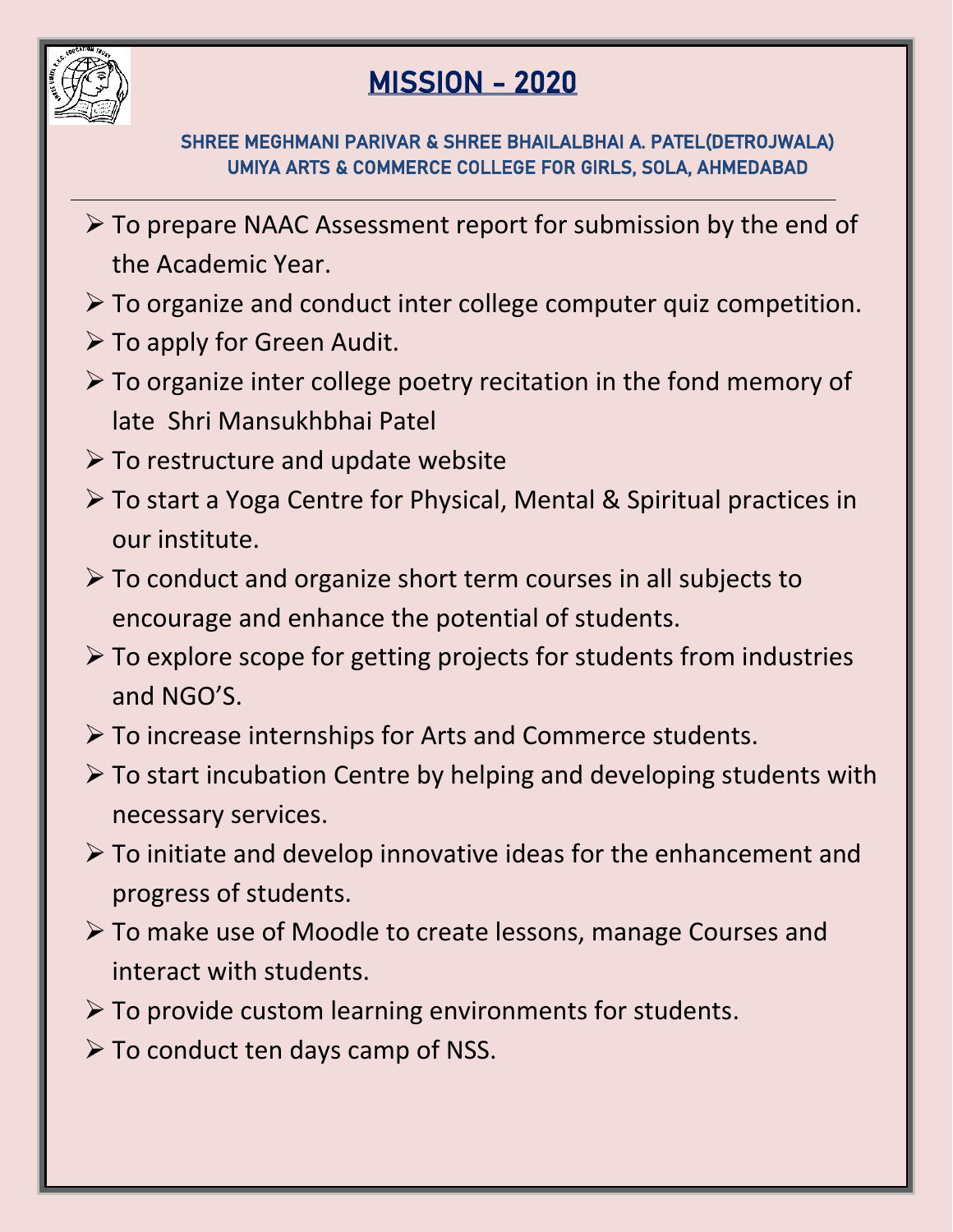# MISSION – 2020

**SHREE MEGHMANI PARIVAR & SHREE BHAILALBHAI A. PATEL(DETROJWALA) UMIYA ARTS & COMMERCE COLLEGE FOR GIRLS, SOLA, AHMEDABAD**

---

- To prepare NAAC Assessment report for submission by the end of the Academic Year.
- To organize and conduct inter college computer quiz competition.
- To apply for Green Audit.
- To organize inter college poetry recitation in the fond memory of late Shri Mansukhbhai Patel
- To restructure and update website
- To start a Yoga Centre for Physical, Mental & Spiritual practices in our institute.
- To conduct and organize short term courses in all subjects to encourage and enhance the potential of students.
- To explore scope for getting projects for students from industries and NGO'S.
- To increase internships for Arts and Commerce students.
- To start incubation Centre by helping and developing students with necessary services.
- To initiate and develop innovative ideas for the enhancement and progress of students.
- To make use of Moodle to create lessons, manage Courses and interact with students.
- To provide custom learning environments for students.
- To conduct ten days camp of NSS.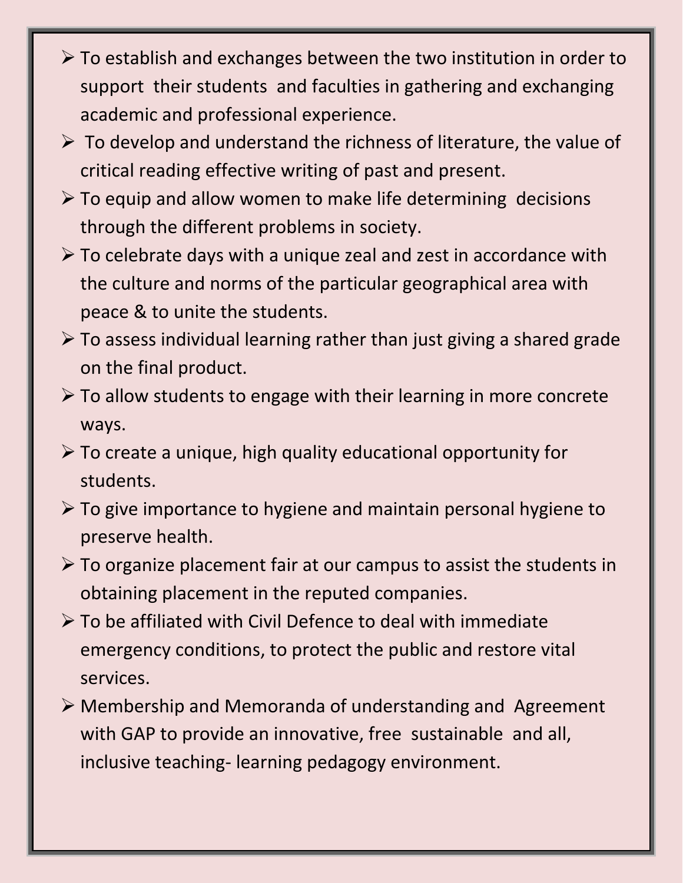- To establish and exchanges between the two institution in order to support their students and faculties in gathering and exchanging academic and professional experience.
- To develop and understand the richness of literature, the value of critical reading effective writing of past and present.
- To equip and allow women to make life determining decisions through the different problems in society.
- To celebrate days with a unique zeal and zest in accordance with the culture and norms of the particular geographical area with peace & to unite the students.
- To assess individual learning rather than just giving a shared grade on the final product.
- To allow students to engage with their learning in more concrete ways.
- To create a unique, high quality educational opportunity for students.
- To give importance to hygiene and maintain personal hygiene to preserve health.
- To organize placement fair at our campus to assist the students in obtaining placement in the reputed companies.
- To be affiliated with Civil Defence to deal with immediate emergency conditions, to protect the public and restore vital services.
- Membership and Memoranda of understanding and Agreement with GAP to provide an innovative, free sustainable and all, inclusive teaching- learning pedagogy environment.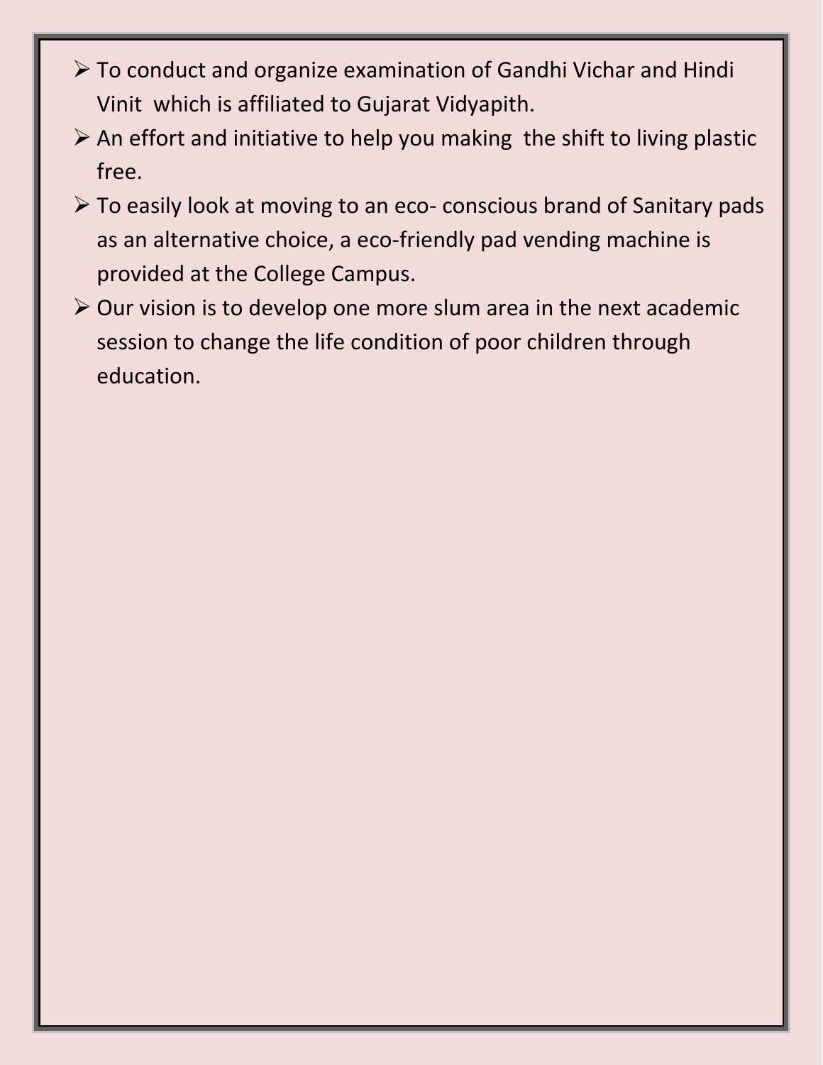- To conduct and organize examination of Gandhi Vichar and Hindi Vinit which is affiliated to Gujarat Vidyapith.
- An effort and initiative to help you making the shift to living plastic free.
- To easily look at moving to an eco- conscious brand of Sanitary pads as an alternative choice, a eco-friendly pad vending machine is provided at the College Campus.
- Our vision is to develop one more slum area in the next academic session to change the life condition of poor children through education.